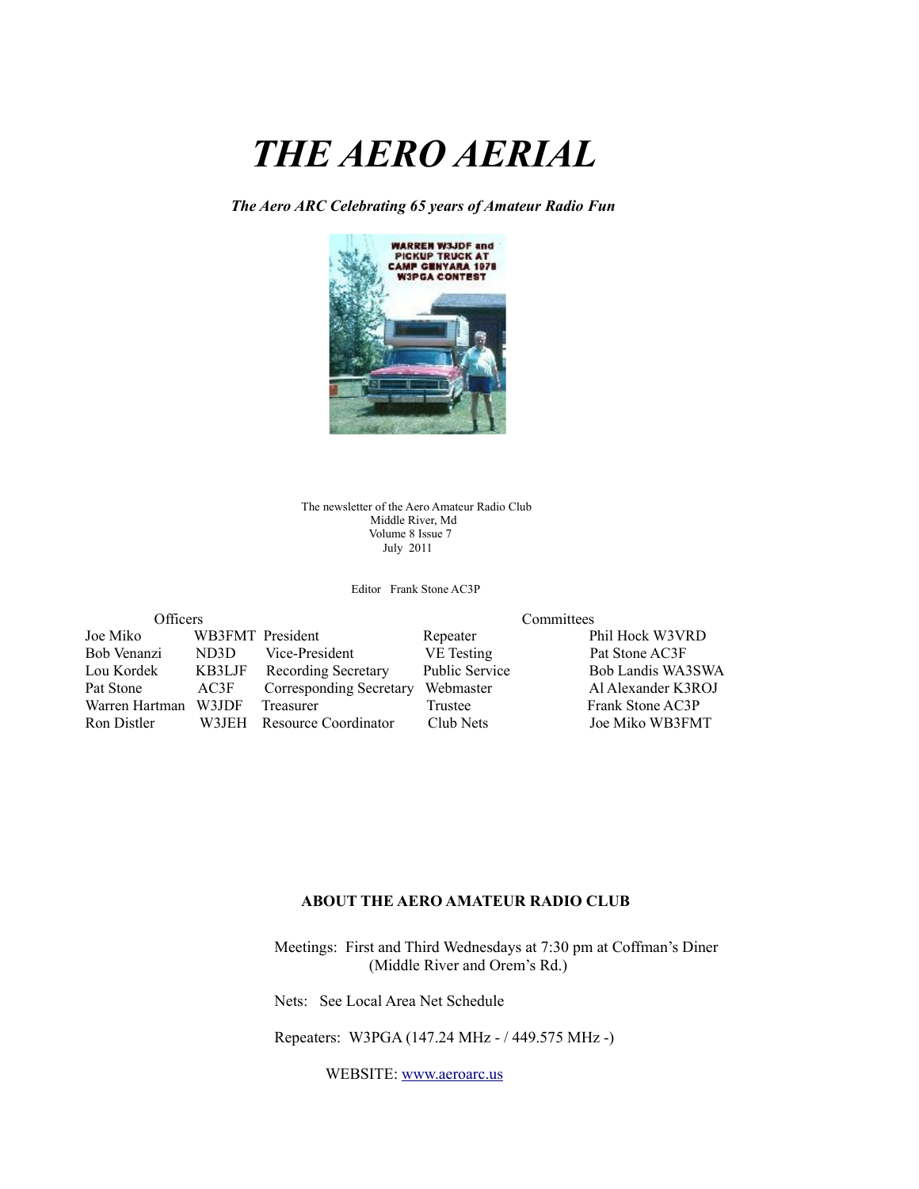# THE AERO AERIAL

***The Aero ARC Celebrating 65 years of Amateur Radio Fun***

The newsletter of the Aero Amateur Radio Club
Middle River, Md
Volume 8 Issue 7
July 2011

Editor Frank Stone AC3P

| Officers | | | Committees | |
|---|---|---|---|---|
| Joe Miko | WB3FMT | President | Repeater | Phil Hock W3VRD |
| Bob Venanzi | ND3D | Vice-President | VE Testing | Pat Stone AC3F |
| Lou Kordek | KB3LJF | Recording Secretary | Public Service | Bob Landis WA3SWA |
| Pat Stone | AC3F | Corresponding Secretary | Webmaster | Al Alexander K3ROJ |
| Warren Hartman | W3JDF | Treasurer | Trustee | Frank Stone AC3P |
| Ron Distler | W3JEH | Resource Coordinator | Club Nets | Joe Miko WB3FMT |

## ABOUT THE AERO AMATEUR RADIO CLUB

Meetings: First and Third Wednesdays at 7:30 pm at Coffman's Diner (Middle River and Orem's Rd.)

Nets: See Local Area Net Schedule

Repeaters: W3PGA (147.24 MHz - / 449.575 MHz -)

WEBSITE: www.aeroarc.us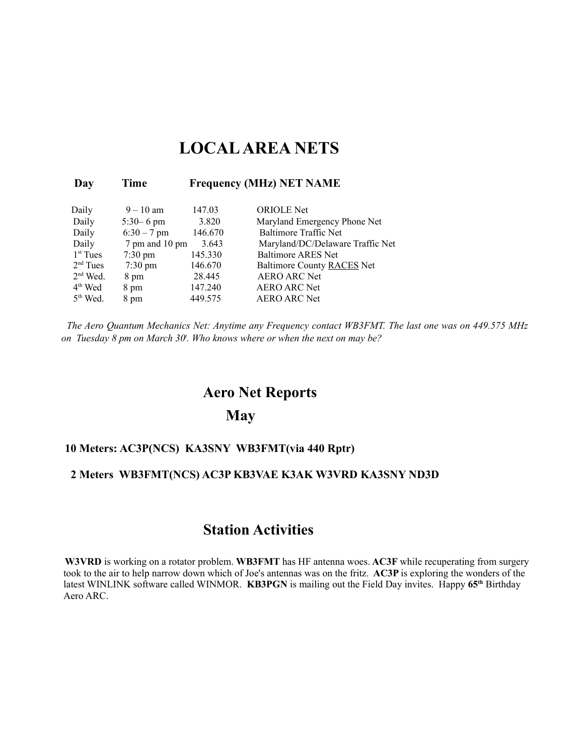# LOCAL AREA NETS

| Day | Time | Frequency (MHz) | NET NAME |
|---|---|---|---|
| Daily | 9 – 10 am | 147.03 | ORIOLE Net |
| Daily | 5:30– 6 pm | 3.820 | Maryland Emergency Phone Net |
| Daily | 6:30 – 7 pm | 146.670 | Baltimore Traffic Net |
| Daily | 7 pm and 10 pm | 3.643 | Maryland/DC/Delaware Traffic Net |
| 1st Tues | 7:30 pm | 145.330 | Baltimore ARES Net |
| 2nd Tues | 7:30 pm | 146.670 | Baltimore County RACES Net |
| 2nd Wed. | 8 pm | 28.445 | AERO ARC Net |
| 4th Wed | 8 pm | 147.240 | AERO ARC Net |
| 5th Wed. | 8 pm | 449.575 | AERO ARC Net |

*The Aero Quantum Mechanics Net: Anytime any Frequency contact WB3FMT. The last one was on 449.575 MHz on Tuesday 8 pm on March 30t. Who knows where or when the next on may be?*

## Aero Net Reports

## May

**10 Meters: AC3P(NCS) KA3SNY WB3FMT(via 440 Rptr)**

**2 Meters WB3FMT(NCS) AC3P KB3VAE K3AK W3VRD KA3SNY ND3D**

## Station Activities

**W3VRD** is working on a rotator problem. **WB3FMT** has HF antenna woes. **AC3F** while recuperating from surgery took to the air to help narrow down which of Joe's antennas was on the fritz. **AC3P** is exploring the wonders of the latest WINLINK software called WINMOR. **KB3PGN** is mailing out the Field Day invites. Happy **65th** Birthday Aero ARC.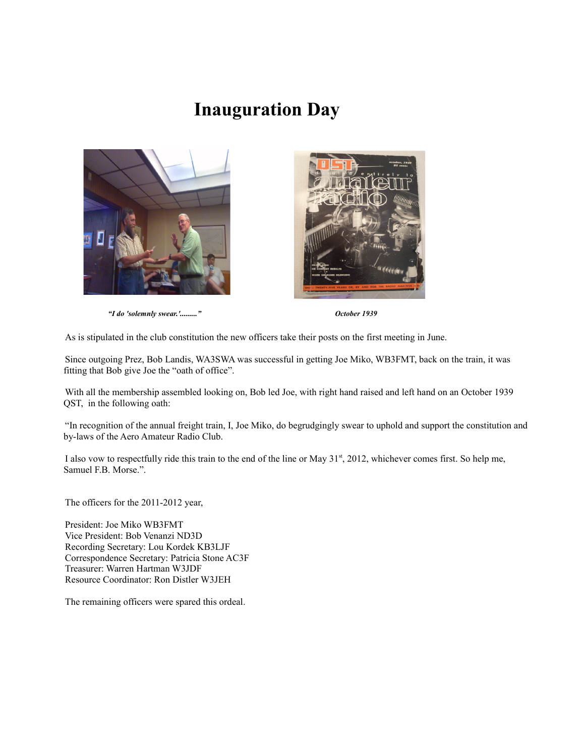# Inauguration Day

*"I do 'solemnly swear.'........"*

*October 1939*

As is stipulated in the club constitution the new officers take their posts on the first meeting in June.

Since outgoing Prez, Bob Landis, WA3SWA was successful in getting Joe Miko, WB3FMT, back on the train, it was fitting that Bob give Joe the "oath of office".

With all the membership assembled looking on, Bob led Joe, with right hand raised and left hand on an October 1939 QST, in the following oath:

"In recognition of the annual freight train, I, Joe Miko, do begrudgingly swear to uphold and support the constitution and by-laws of the Aero Amateur Radio Club.

I also vow to respectfully ride this train to the end of the line or May 31st, 2012, whichever comes first. So help me, Samuel F.B. Morse.".

The officers for the 2011-2012 year,

President: Joe Miko WB3FMT
Vice President: Bob Venanzi ND3D
Recording Secretary: Lou Kordek KB3LJF
Correspondence Secretary: Patricia Stone AC3F
Treasurer: Warren Hartman W3JDF
Resource Coordinator: Ron Distler W3JEH

The remaining officers were spared this ordeal.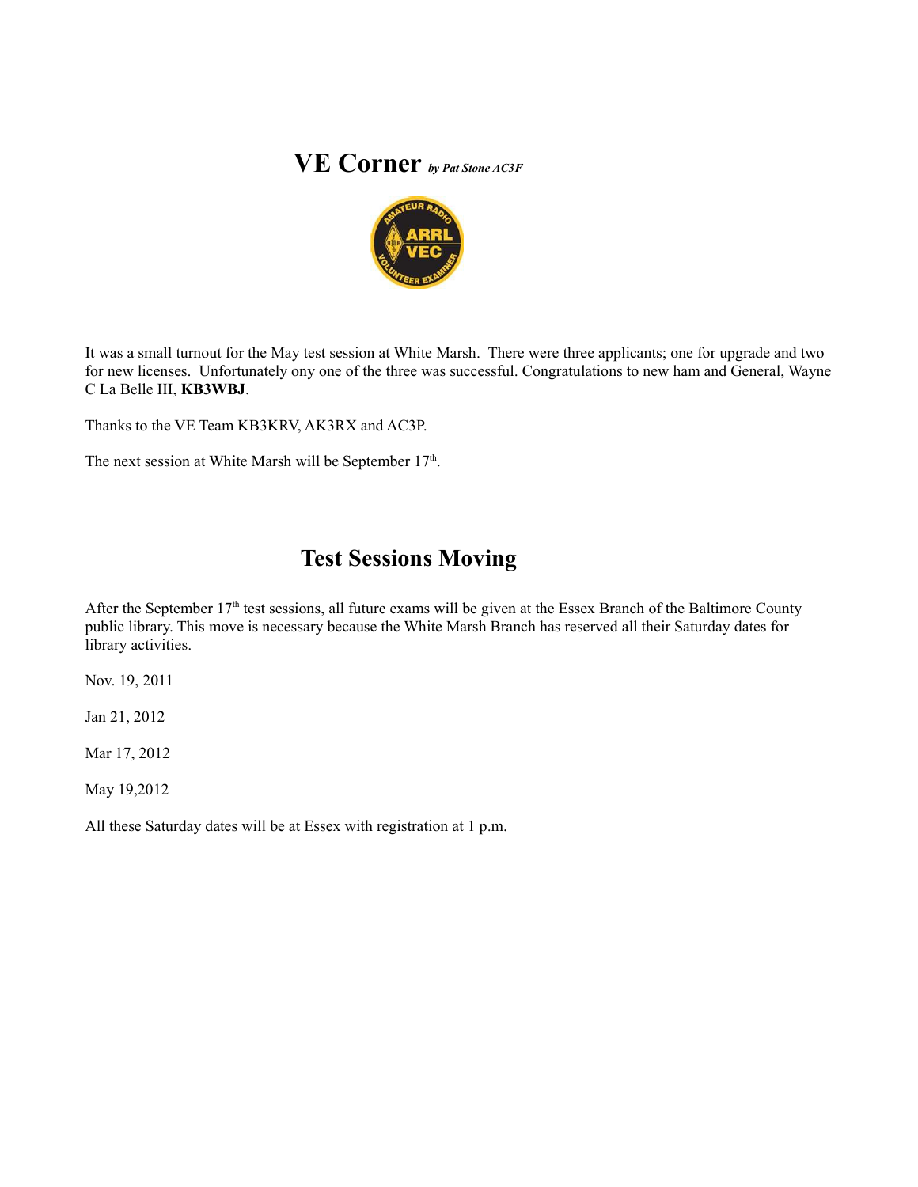# VE Corner *by Pat Stone AC3F*

It was a small turnout for the May test session at White Marsh. There were three applicants; one for upgrade and two for new licenses. Unfortunately ony one of the three was successful. Congratulations to new ham and General, Wayne C La Belle III, **KB3WBJ**.

Thanks to the VE Team KB3KRV, AK3RX and AC3P.

The next session at White Marsh will be September 17th.

# Test Sessions Moving

After the September 17th test sessions, all future exams will be given at the Essex Branch of the Baltimore County public library. This move is necessary because the White Marsh Branch has reserved all their Saturday dates for library activities.

Nov. 19, 2011

Jan 21, 2012

Mar 17, 2012

May 19,2012

All these Saturday dates will be at Essex with registration at 1 p.m.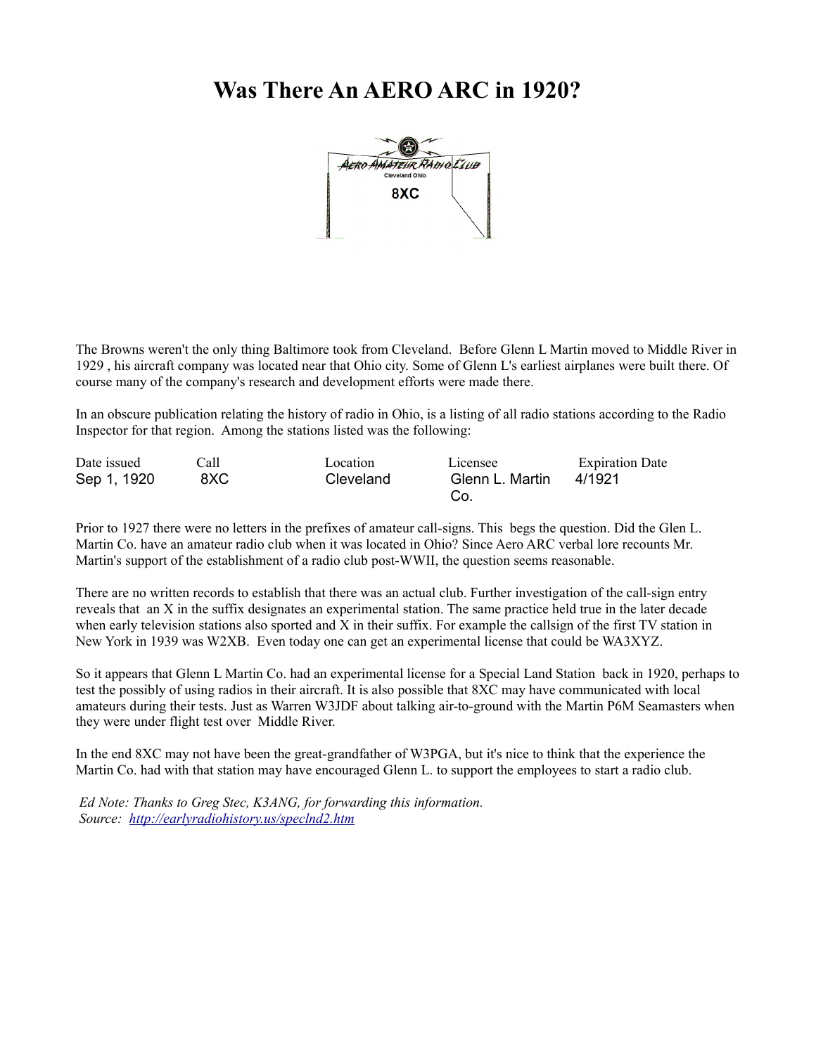# Was There An AERO ARC in 1920?

The Browns weren't the only thing Baltimore took from Cleveland. Before Glenn L Martin moved to Middle River in 1929 , his aircraft company was located near that Ohio city. Some of Glenn L's earliest airplanes were built there. Of course many of the company's research and development efforts were made there.

In an obscure publication relating the history of radio in Ohio, is a listing of all radio stations according to the Radio Inspector for that region. Among the stations listed was the following:

| Date issued | Call | Location | Licensee | Expiration Date |
|---|---|---|---|---|
| Sep 1, 1920 | 8XC | Cleveland | Glenn L. Martin Co. | 4/1921 |

Prior to 1927 there were no letters in the prefixes of amateur call-signs. This begs the question. Did the Glen L. Martin Co. have an amateur radio club when it was located in Ohio? Since Aero ARC verbal lore recounts Mr. Martin's support of the establishment of a radio club post-WWII, the question seems reasonable.

There are no written records to establish that there was an actual club. Further investigation of the call-sign entry reveals that an X in the suffix designates an experimental station. The same practice held true in the later decade when early television stations also sported and X in their suffix. For example the callsign of the first TV station in New York in 1939 was W2XB. Even today one can get an experimental license that could be WA3XYZ.

So it appears that Glenn L Martin Co. had an experimental license for a Special Land Station back in 1920, perhaps to test the possibly of using radios in their aircraft. It is also possible that 8XC may have communicated with local amateurs during their tests. Just as Warren W3JDF about talking air-to-ground with the Martin P6M Seamasters when they were under flight test over Middle River.

In the end 8XC may not have been the great-grandfather of W3PGA, but it's nice to think that the experience the Martin Co. had with that station may have encouraged Glenn L. to support the employees to start a radio club.

*Ed Note: Thanks to Greg Stec, K3ANG, for forwarding this information.*
*Source: [http://earlyradiohistory.us/speclnd2.htm](http://earlyradiohistory.us/speclnd2.htm)*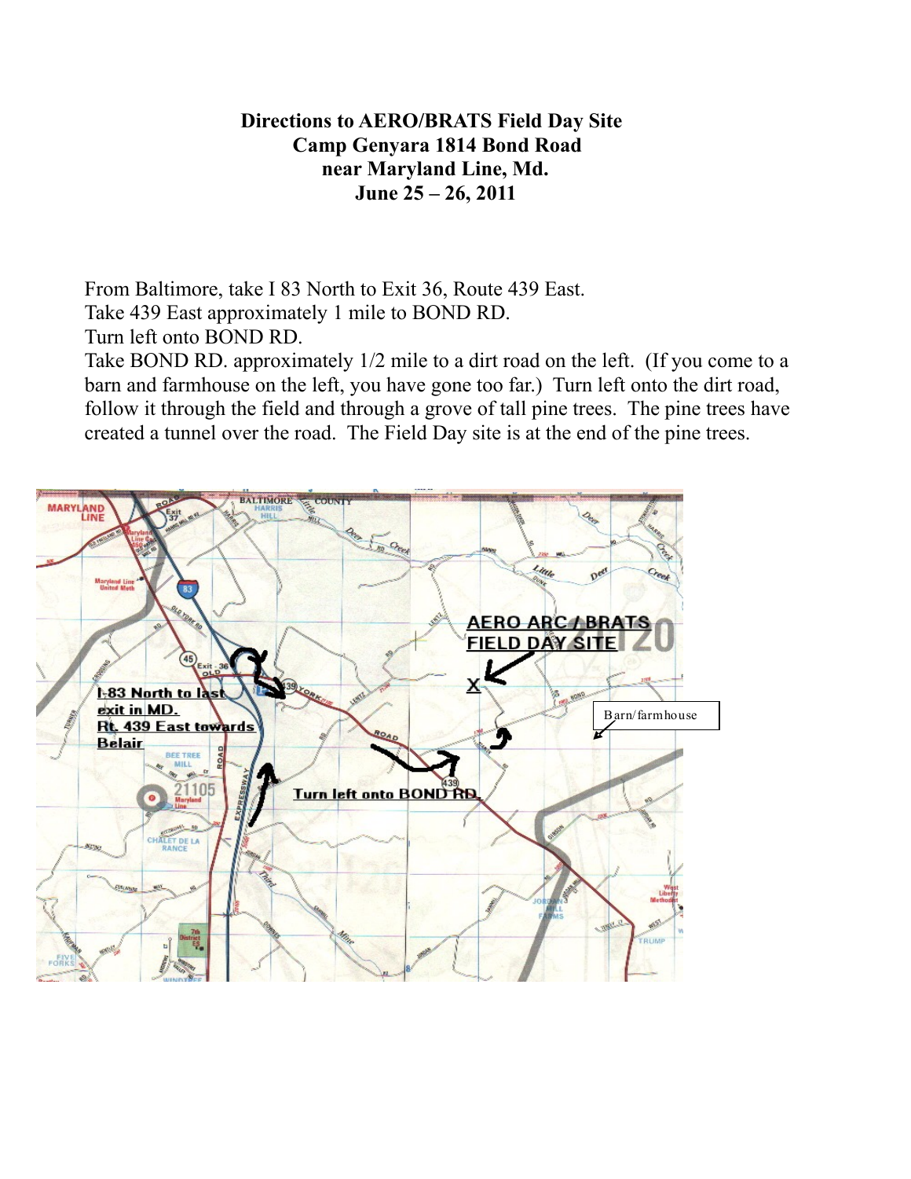**Directions to AERO/BRATS Field Day Site**
**Camp Genyara 1814 Bond Road**
**near Maryland Line, Md.**
**June 25 – 26, 2011**

From Baltimore, take I 83 North to Exit 36, Route 439 East.
Take 439 East approximately 1 mile to BOND RD.
Turn left onto BOND RD.
Take BOND RD. approximately 1/2 mile to a dirt road on the left. (If you come to a barn and farmhouse on the left, you have gone too far.) Turn left onto the dirt road, follow it through the field and through a grove of tall pine trees. The pine trees have created a tunnel over the road. The Field Day site is at the end of the pine trees.

AERO ARC / BRATS FIELD DAY SITE

I-83 North to last exit in MD.
Rt. 439 East towards Belair

Turn left onto BOND RD.

Barn/farmhouse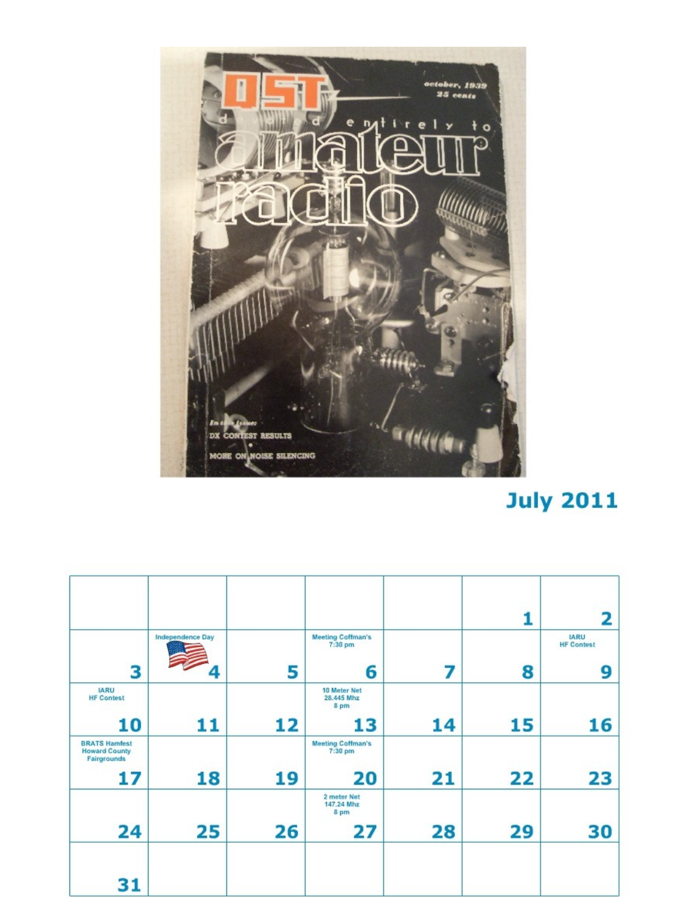## July 2011

| | | | | | | |
|---|---|---|---|---|---|---|
| | | | | | 1 | 2 |
| 3 | Independence Day 4 | 5 | Meeting Coffman's 7:30 pm 6 | 7 | 8 | IARU HF Contest 9 |
| IARU HF Contest 10 | 11 | 12 | 10 Meter Net 28.445 Mhz 8 pm 13 | 14 | 15 | 16 |
| BRATS Hamfest Howard County Fairgrounds 17 | 18 | 19 | Meeting Coffman's 7:30 pm 20 | 21 | 22 | 23 |
| 24 | 25 | 26 | 2 meter Net 147.24 Mhz 8 pm 27 | 28 | 29 | 30 |
| 31 | | | | | | |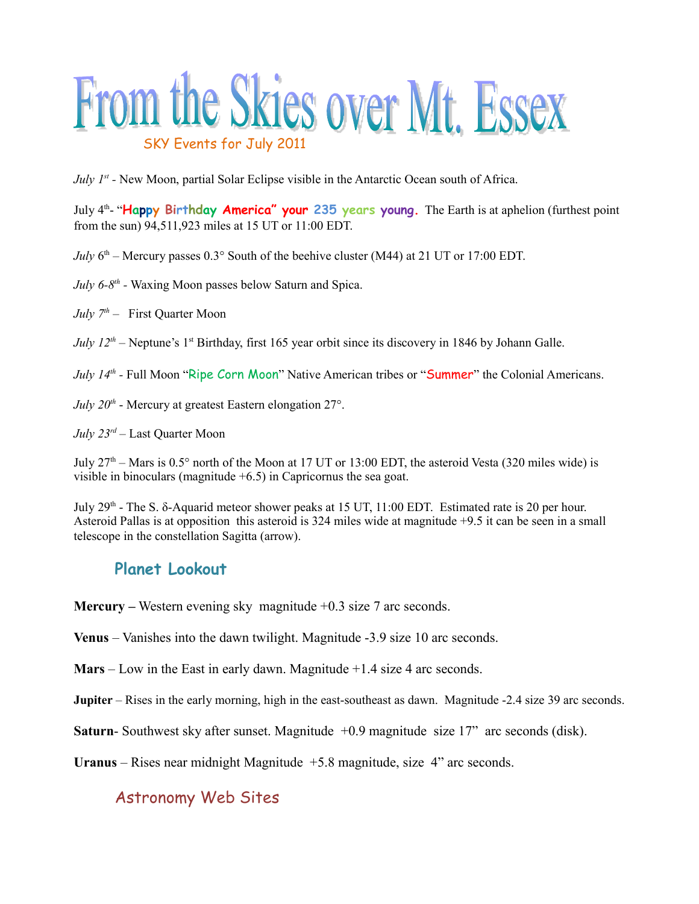# From the Skies over Mt. Essex

SKY Events for July 2011

*July 1st* - New Moon, partial Solar Eclipse visible in the Antarctic Ocean south of Africa.

July 4th- "**Happy Birthday America" your 235 years young.** The Earth is at aphelion (furthest point from the sun) 94,511,923 miles at 15 UT or 11:00 EDT.

*July* 6th – Mercury passes 0.3° South of the beehive cluster (M44) at 21 UT or 17:00 EDT.

*July 6-8th* - Waxing Moon passes below Saturn and Spica.

*July 7th* – First Quarter Moon

*July 12th* – Neptune's 1st Birthday, first 165 year orbit since its discovery in 1846 by Johann Galle.

*July 14th* - Full Moon "Ripe Corn Moon" Native American tribes or "Summer" the Colonial Americans.

*July 20th* - Mercury at greatest Eastern elongation 27°.

*July 23rd* – Last Quarter Moon

July 27th – Mars is 0.5° north of the Moon at 17 UT or 13:00 EDT, the asteroid Vesta (320 miles wide) is visible in binoculars (magnitude +6.5) in Capricornus the sea goat.

July 29th - The S. δ-Aquarid meteor shower peaks at 15 UT, 11:00 EDT. Estimated rate is 20 per hour. Asteroid Pallas is at opposition this asteroid is 324 miles wide at magnitude +9.5 it can be seen in a small telescope in the constellation Sagitta (arrow).

## Planet Lookout

**Mercury –** Western evening sky magnitude +0.3 size 7 arc seconds.

**Venus** – Vanishes into the dawn twilight. Magnitude -3.9 size 10 arc seconds.

**Mars** – Low in the East in early dawn. Magnitude +1.4 size 4 arc seconds.

**Jupiter** – Rises in the early morning, high in the east-southeast as dawn. Magnitude -2.4 size 39 arc seconds.

**Saturn**- Southwest sky after sunset. Magnitude +0.9 magnitude size 17" arc seconds (disk).

**Uranus** – Rises near midnight Magnitude +5.8 magnitude, size 4" arc seconds.

## Astronomy Web Sites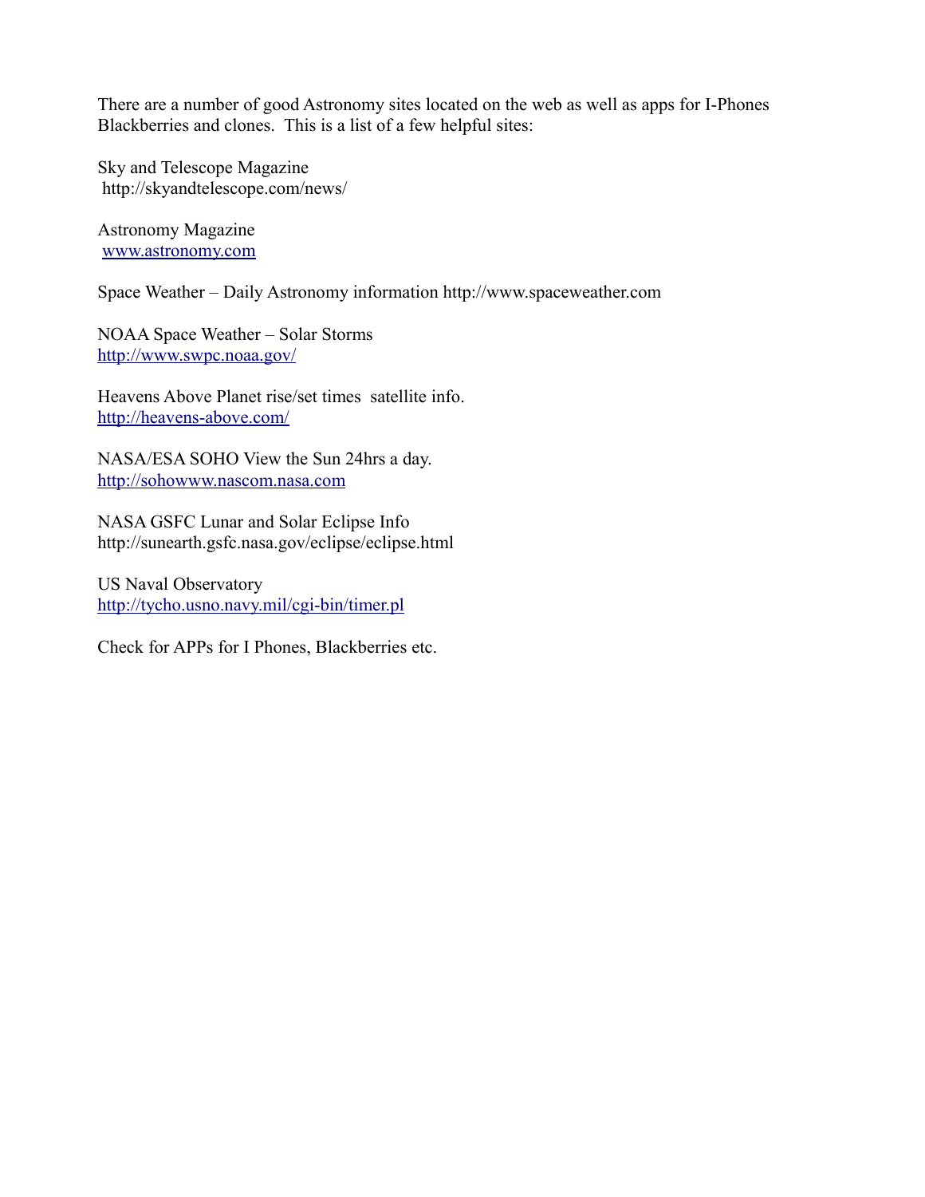There are a number of good Astronomy sites located on the web as well as apps for I-Phones Blackberries and clones. This is a list of a few helpful sites:

Sky and Telescope Magazine
http://skyandtelescope.com/news/

Astronomy Magazine
www.astronomy.com

Space Weather – Daily Astronomy information http://www.spaceweather.com

NOAA Space Weather – Solar Storms
http://www.swpc.noaa.gov/

Heavens Above Planet rise/set times satellite info.
http://heavens-above.com/

NASA/ESA SOHO View the Sun 24hrs a day.
http://sohowww.nascom.nasa.com

NASA GSFC Lunar and Solar Eclipse Info
http://sunearth.gsfc.nasa.gov/eclipse/eclipse.html

US Naval Observatory
http://tycho.usno.navy.mil/cgi-bin/timer.pl

Check for APPs for I Phones, Blackberries etc.